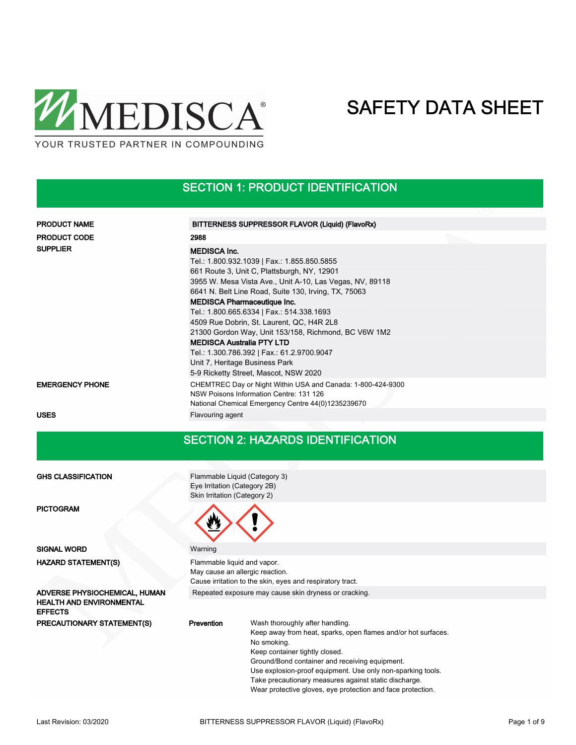MEDISCA®
YOUR TRUSTED PARTNER IN COMPOUNDING

# SAFETY DATA SHEET

## SECTION 1: PRODUCT IDENTIFICATION

| | |
|---|---|
| **PRODUCT NAME** | **BITTERNESS SUPPRESSOR FLAVOR (Liquid) (FlavoRx)** |
| **PRODUCT CODE** | **2988** |
| **SUPPLIER** | **MEDISCA Inc.**<br>Tel.: 1.800.932.1039 \| Fax.: 1.855.850.5855<br>661 Route 3, Unit C, Plattsburgh, NY, 12901<br>3955 W. Mesa Vista Ave., Unit A-10, Las Vegas, NV, 89118<br>6641 N. Belt Line Road, Suite 130, Irving, TX, 75063<br>**MEDISCA Pharmaceutique Inc.**<br>Tel.: 1.800.665.6334 \| Fax.: 514.338.1693<br>4509 Rue Dobrin, St. Laurent, QC, H4R 2L8<br>21300 Gordon Way, Unit 153/158, Richmond, BC V6W 1M2<br>**MEDISCA Australia PTY LTD**<br>Tel.: 1.300.786.392 \| Fax.: 61.2.9700.9047<br>Unit 7, Heritage Business Park<br>5-9 Ricketty Street, Mascot, NSW 2020 |
| **EMERGENCY PHONE** | CHEMTREC Day or Night Within USA and Canada: 1-800-424-9300<br>NSW Poisons Information Centre: 131 126<br>National Chemical Emergency Centre 44(0)1235239670 |
| **USES** | Flavouring agent |

## SECTION 2: HAZARDS IDENTIFICATION

| | |
|---|---|
| **GHS CLASSIFICATION** | Flammable Liquid (Category 3)<br>Eye Irritation (Category 2B)<br>Skin Irritation (Category 2) |
| **PICTOGRAM** | |
| **SIGNAL WORD** | Warning |
| **HAZARD STATEMENT(S)** | Flammable liquid and vapor.<br>May cause an allergic reaction.<br>Cause irritation to the skin, eyes and respiratory tract. |
| **ADVERSE PHYSIOCHEMICAL, HUMAN HEALTH AND ENVIRONMENTAL EFFECTS** | Repeated exposure may cause skin dryness or cracking. |
| **PRECAUTIONARY STATEMENT(S)** | **Prevention**<br>Wash thoroughly after handling.<br>Keep away from heat, sparks, open flames and/or hot surfaces.<br>No smoking.<br>Keep container tightly closed.<br>Ground/Bond container and receiving equipment.<br>Use explosion-proof equipment. Use only non-sparking tools.<br>Take precautionary measures against static discharge.<br>Wear protective gloves, eye protection and face protection. |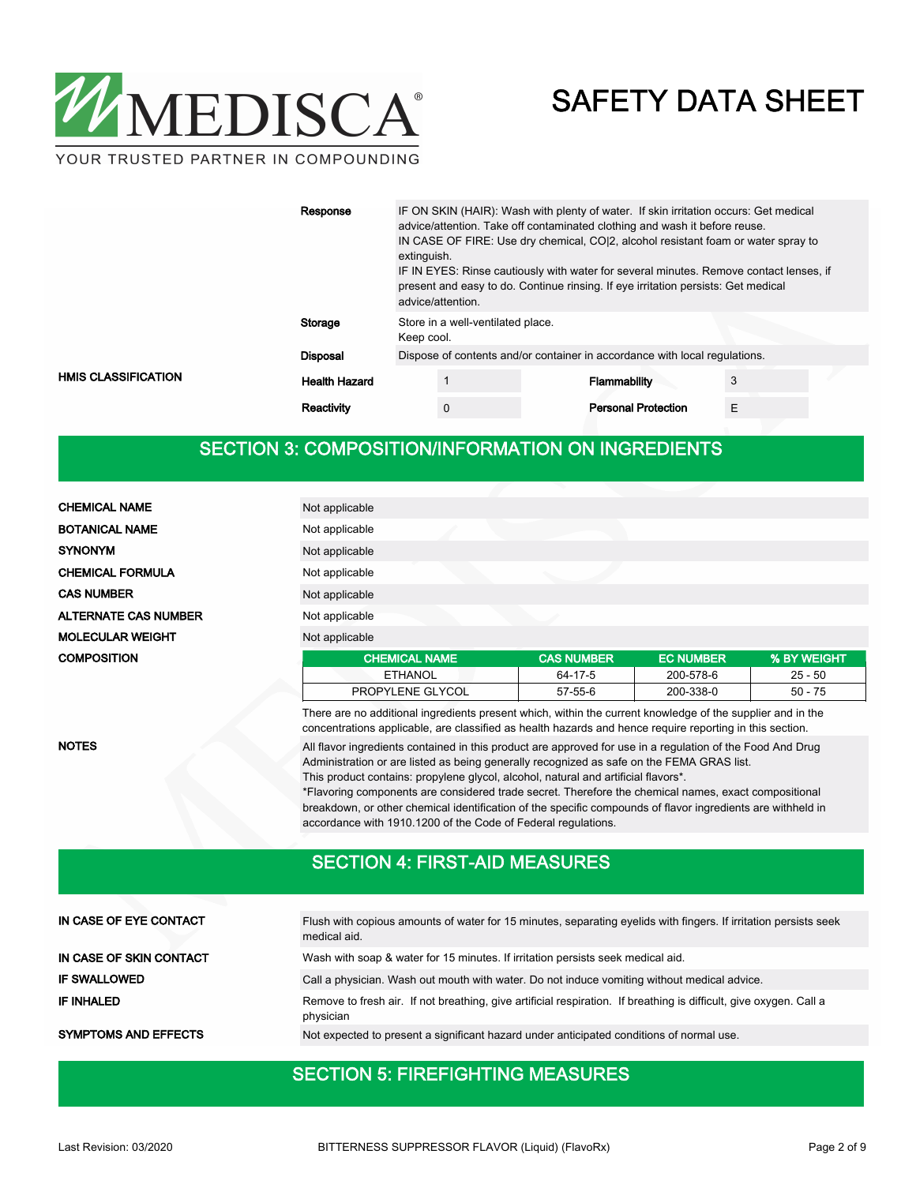| | | |
|---|---|---|
| | **Response** | IF ON SKIN (HAIR): Wash with plenty of water. If skin irritation occurs: Get medical advice/attention. Take off contaminated clothing and wash it before reuse. IN CASE OF FIRE: Use dry chemical, CO\|2, alcohol resistant foam or water spray to extinguish. IF IN EYES: Rinse cautiously with water for several minutes. Remove contact lenses, if present and easy to do. Continue rinsing. If eye irritation persists: Get medical advice/attention. |
| | **Storage** | Store in a well-ventilated place. Keep cool. |
| | **Disposal** | Dispose of contents and/or container in accordance with local regulations. |

**HMIS CLASSIFICATION**

| | | | |
|---|---|---|---|
| **Health Hazard** | 1 | **Flammability** | 3 |
| **Reactivity** | 0 | **Personal Protection** | E |

## SECTION 3: COMPOSITION/INFORMATION ON INGREDIENTS

| | |
|---|---|
| **CHEMICAL NAME** | Not applicable |
| **BOTANICAL NAME** | Not applicable |
| **SYNONYM** | Not applicable |
| **CHEMICAL FORMULA** | Not applicable |
| **CAS NUMBER** | Not applicable |
| **ALTERNATE CAS NUMBER** | Not applicable |
| **MOLECULAR WEIGHT** | Not applicable |

**COMPOSITION**

| CHEMICAL NAME | CAS NUMBER | EC NUMBER | % BY WEIGHT |
|---|---|---|---|
| ETHANOL | 64-17-5 | 200-578-6 | 25 - 50 |
| PROPYLENE GLYCOL | 57-55-6 | 200-338-0 | 50 - 75 |

There are no additional ingredients present which, within the current knowledge of the supplier and in the concentrations applicable, are classified as health hazards and hence require reporting in this section.

**NOTES**

All flavor ingredients contained in this product are approved for use in a regulation of the Food And Drug Administration or are listed as being generally recognized as safe on the FEMA GRAS list.
This product contains: propylene glycol, alcohol, natural and artificial flavors*.
*Flavoring components are considered trade secret. Therefore the chemical names, exact compositional breakdown, or other chemical identification of the specific compounds of flavor ingredients are withheld in accordance with 1910.1200 of the Code of Federal regulations.

## SECTION 4: FIRST-AID MEASURES

| | |
|---|---|
| **IN CASE OF EYE CONTACT** | Flush with copious amounts of water for 15 minutes, separating eyelids with fingers. If irritation persists seek medical aid. |
| **IN CASE OF SKIN CONTACT** | Wash with soap & water for 15 minutes. If irritation persists seek medical aid. |
| **IF SWALLOWED** | Call a physician. Wash out mouth with water. Do not induce vomiting without medical advice. |
| **IF INHALED** | Remove to fresh air. If not breathing, give artificial respiration. If breathing is difficult, give oxygen. Call a physician |
| **SYMPTOMS AND EFFECTS** | Not expected to present a significant hazard under anticipated conditions of normal use. |

## SECTION 5: FIREFIGHTING MEASURES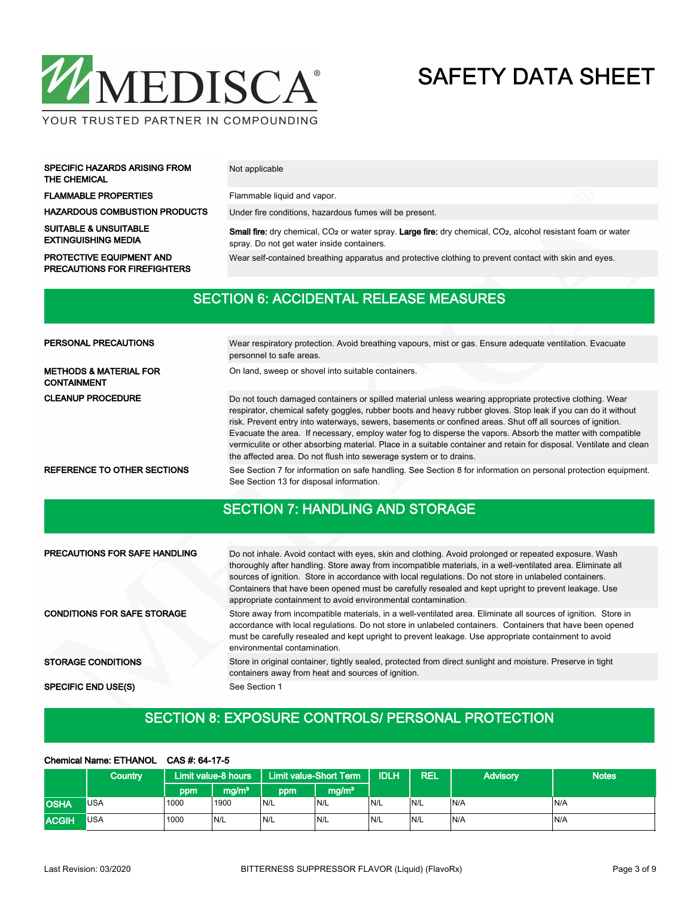| | |
|---|---|
| **SPECIFIC HAZARDS ARISING FROM THE CHEMICAL** | Not applicable |
| **FLAMMABLE PROPERTIES** | Flammable liquid and vapor. |
| **HAZARDOUS COMBUSTION PRODUCTS** | Under fire conditions, hazardous fumes will be present. |
| **SUITABLE & UNSUITABLE EXTINGUISHING MEDIA** | **Small fire:** dry chemical, $CO_2$ or water spray. **Large fire:** dry chemical, $CO_2$, alcohol resistant foam or water spray. Do not get water inside containers. |
| **PROTECTIVE EQUIPMENT AND PRECAUTIONS FOR FIREFIGHTERS** | Wear self-contained breathing apparatus and protective clothing to prevent contact with skin and eyes. |

## SECTION 6: ACCIDENTAL RELEASE MEASURES

| | |
|---|---|
| **PERSONAL PRECAUTIONS** | Wear respiratory protection. Avoid breathing vapours, mist or gas. Ensure adequate ventilation. Evacuate personnel to safe areas. |
| **METHODS & MATERIAL FOR CONTAINMENT** | On land, sweep or shovel into suitable containers. |
| **CLEANUP PROCEDURE** | Do not touch damaged containers or spilled material unless wearing appropriate protective clothing. Wear respirator, chemical safety goggles, rubber boots and heavy rubber gloves. Stop leak if you can do it without risk. Prevent entry into waterways, sewers, basements or confined areas. Shut off all sources of ignition. Evacuate the area. If necessary, employ water fog to disperse the vapors. Absorb the matter with compatible vermiculite or other absorbing material. Place in a suitable container and retain for disposal. Ventilate and clean the affected area. Do not flush into sewerage system or to drains. |
| **REFERENCE TO OTHER SECTIONS** | See Section 7 for information on safe handling. See Section 8 for information on personal protection equipment. See Section 13 for disposal information. |

## SECTION 7: HANDLING AND STORAGE

| | |
|---|---|
| **PRECAUTIONS FOR SAFE HANDLING** | Do not inhale. Avoid contact with eyes, skin and clothing. Avoid prolonged or repeated exposure. Wash thoroughly after handling. Store away from incompatible materials, in a well-ventilated area. Eliminate all sources of ignition. Store in accordance with local regulations. Do not store in unlabeled containers. Containers that have been opened must be carefully resealed and kept upright to prevent leakage. Use appropriate containment to avoid environmental contamination. |
| **CONDITIONS FOR SAFE STORAGE** | Store away from incompatible materials, in a well-ventilated area. Eliminate all sources of ignition. Store in accordance with local regulations. Do not store in unlabeled containers. Containers that have been opened must be carefully resealed and kept upright to prevent leakage. Use appropriate containment to avoid environmental contamination. |
| **STORAGE CONDITIONS** | Store in original container, tightly sealed, protected from direct sunlight and moisture. Preserve in tight containers away from heat and sources of ignition. |
| **SPECIFIC END USE(S)** | See Section 1 |

## SECTION 8: EXPOSURE CONTROLS/ PERSONAL PROTECTION

**Chemical Name: ETHANOL CAS #: 64-17-5**

| | Country | Limit value-8 hours | | Limit value-Short Term | | IDLH | REL | Advisory | Notes |
|---|---|---|---|---|---|---|---|---|---|
| | | ppm | mg/m³ | ppm | mg/m³ | | | | |
| **OSHA** | USA | 1000 | 1900 | N/L | N/L | N/L | N/L | N/A | N/A |
| **ACGIH** | USA | 1000 | N/L | N/L | N/L | N/L | N/L | N/A | N/A |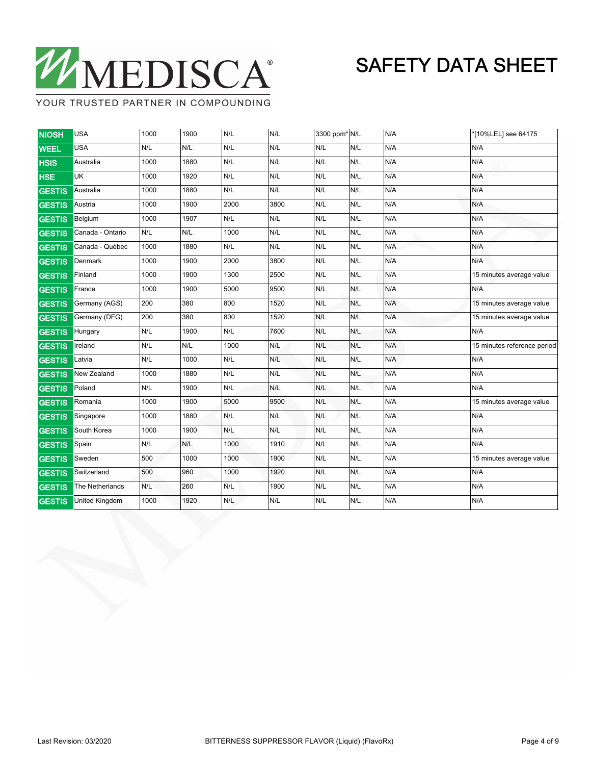| | | | | | | | | | |
|---|---|---|---|---|---|---|---|---|---|
| NIOSH | USA | 1000 | 1900 | N/L | N/L | 3300 ppm* | N/L | N/A | *[10%LEL] see 64175 |
| WEEL | USA | N/L | N/L | N/L | N/L | N/L | N/L | N/A | N/A |
| HSIS | Australia | 1000 | 1880 | N/L | N/L | N/L | N/L | N/A | N/A |
| HSE | UK | 1000 | 1920 | N/L | N/L | N/L | N/L | N/A | N/A |
| GESTIS | Australia | 1000 | 1880 | N/L | N/L | N/L | N/L | N/A | N/A |
| GESTIS | Austria | 1000 | 1900 | 2000 | 3800 | N/L | N/L | N/A | N/A |
| GESTIS | Belgium | 1000 | 1907 | N/L | N/L | N/L | N/L | N/A | N/A |
| GESTIS | Canada - Ontario | N/L | N/L | 1000 | N/L | N/L | N/L | N/A | N/A |
| GESTIS | Canada - Québec | 1000 | 1880 | N/L | N/L | N/L | N/L | N/A | N/A |
| GESTIS | Denmark | 1000 | 1900 | 2000 | 3800 | N/L | N/L | N/A | N/A |
| GESTIS | Finland | 1000 | 1900 | 1300 | 2500 | N/L | N/L | N/A | 15 minutes average value |
| GESTIS | France | 1000 | 1900 | 5000 | 9500 | N/L | N/L | N/A | N/A |
| GESTIS | Germany (AGS) | 200 | 380 | 800 | 1520 | N/L | N/L | N/A | 15 minutes average value |
| GESTIS | Germany (DFG) | 200 | 380 | 800 | 1520 | N/L | N/L | N/A | 15 minutes average value |
| GESTIS | Hungary | N/L | 1900 | N/L | 7600 | N/L | N/L | N/A | N/A |
| GESTIS | Ireland | N/L | N/L | 1000 | N/L | N/L | N/L | N/A | 15 minutes reference period |
| GESTIS | Latvia | N/L | 1000 | N/L | N/L | N/L | N/L | N/A | N/A |
| GESTIS | New Zealand | 1000 | 1880 | N/L | N/L | N/L | N/L | N/A | N/A |
| GESTIS | Poland | N/L | 1900 | N/L | N/L | N/L | N/L | N/A | N/A |
| GESTIS | Romania | 1000 | 1900 | 5000 | 9500 | N/L | N/L | N/A | 15 minutes average value |
| GESTIS | Singapore | 1000 | 1880 | N/L | N/L | N/L | N/L | N/A | N/A |
| GESTIS | South Korea | 1000 | 1900 | N/L | N/L | N/L | N/L | N/A | N/A |
| GESTIS | Spain | N/L | N/L | 1000 | 1910 | N/L | N/L | N/A | N/A |
| GESTIS | Sweden | 500 | 1000 | 1000 | 1900 | N/L | N/L | N/A | 15 minutes average value |
| GESTIS | Switzerland | 500 | 960 | 1000 | 1920 | N/L | N/L | N/A | N/A |
| GESTIS | The Netherlands | N/L | 260 | N/L | 1900 | N/L | N/L | N/A | N/A |
| GESTIS | United Kingdom | 1000 | 1920 | N/L | N/L | N/L | N/L | N/A | N/A |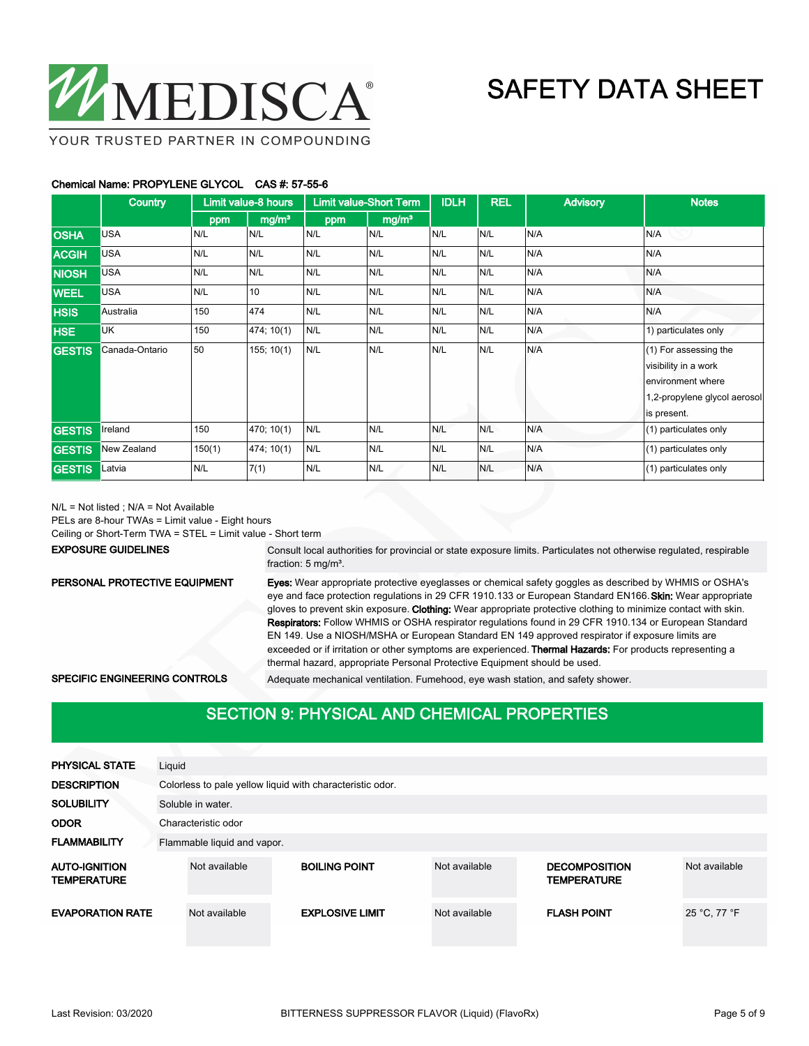**Chemical Name: PROPYLENE GLYCOL CAS #: 57-55-6**

| | Country | Limit value-8 hours | | Limit value-Short Term | | IDLH | REL | Advisory | Notes |
|---|---|---|---|---|---|---|---|---|---|
| | | ppm | mg/m³ | ppm | mg/m³ | | | | |
| OSHA | USA | N/L | N/L | N/L | N/L | N/L | N/L | N/A | N/A |
| ACGIH | USA | N/L | N/L | N/L | N/L | N/L | N/L | N/A | N/A |
| NIOSH | USA | N/L | N/L | N/L | N/L | N/L | N/L | N/A | N/A |
| WEEL | USA | N/L | 10 | N/L | N/L | N/L | N/L | N/A | N/A |
| HSIS | Australia | 150 | 474 | N/L | N/L | N/L | N/L | N/A | N/A |
| HSE | UK | 150 | 474; 10(1) | N/L | N/L | N/L | N/L | N/A | 1) particulates only |
| GESTIS | Canada-Ontario | 50 | 155; 10(1) | N/L | N/L | N/L | N/L | N/A | (1) For assessing the visibility in a work environment where 1,2-propylene glycol aerosol is present. |
| GESTIS | Ireland | 150 | 470; 10(1) | N/L | N/L | N/L | N/L | N/A | (1) particulates only |
| GESTIS | New Zealand | 150(1) | 474; 10(1) | N/L | N/L | N/L | N/L | N/A | (1) particulates only |
| GESTIS | Latvia | N/L | 7(1) | N/L | N/L | N/L | N/L | N/A | (1) particulates only |

N/L = Not listed ; N/A = Not Available
PELs are 8-hour TWAs = Limit value - Eight hours
Ceiling or Short-Term TWA = STEL = Limit value - Short term

**EXPOSURE GUIDELINES**
Consult local authorities for provincial or state exposure limits. Particulates not otherwise regulated, respirable fraction: 5 mg/m³.

**PERSONAL PROTECTIVE EQUIPMENT**
**Eyes:** Wear appropriate protective eyeglasses or chemical safety goggles as described by WHMIS or OSHA's eye and face protection regulations in 29 CFR 1910.133 or European Standard EN166. **Skin:** Wear appropriate gloves to prevent skin exposure. **Clothing:** Wear appropriate protective clothing to minimize contact with skin. **Respirators:** Follow WHMIS or OSHA respirator regulations found in 29 CFR 1910.134 or European Standard EN 149. Use a NIOSH/MSHA or European Standard EN 149 approved respirator if exposure limits are exceeded or if irritation or other symptoms are experienced. **Thermal Hazards:** For products representing a thermal hazard, appropriate Personal Protective Equipment should be used.

**SPECIFIC ENGINEERING CONTROLS**
Adequate mechanical ventilation. Fumehood, eye wash station, and safety shower.

## SECTION 9: PHYSICAL AND CHEMICAL PROPERTIES

**PHYSICAL STATE** Liquid

**DESCRIPTION** Colorless to pale yellow liquid with characteristic odor.

**SOLUBILITY** Soluble in water.

**ODOR** Characteristic odor

**FLAMMABILITY** Flammable liquid and vapor.

| | | | | | |
|---|---|---|---|---|---|
| **AUTO-IGNITION TEMPERATURE** | Not available | **BOILING POINT** | Not available | **DECOMPOSITION TEMPERATURE** | Not available |
| **EVAPORATION RATE** | Not available | **EXPLOSIVE LIMIT** | Not available | **FLASH POINT** | 25 °C, 77 °F |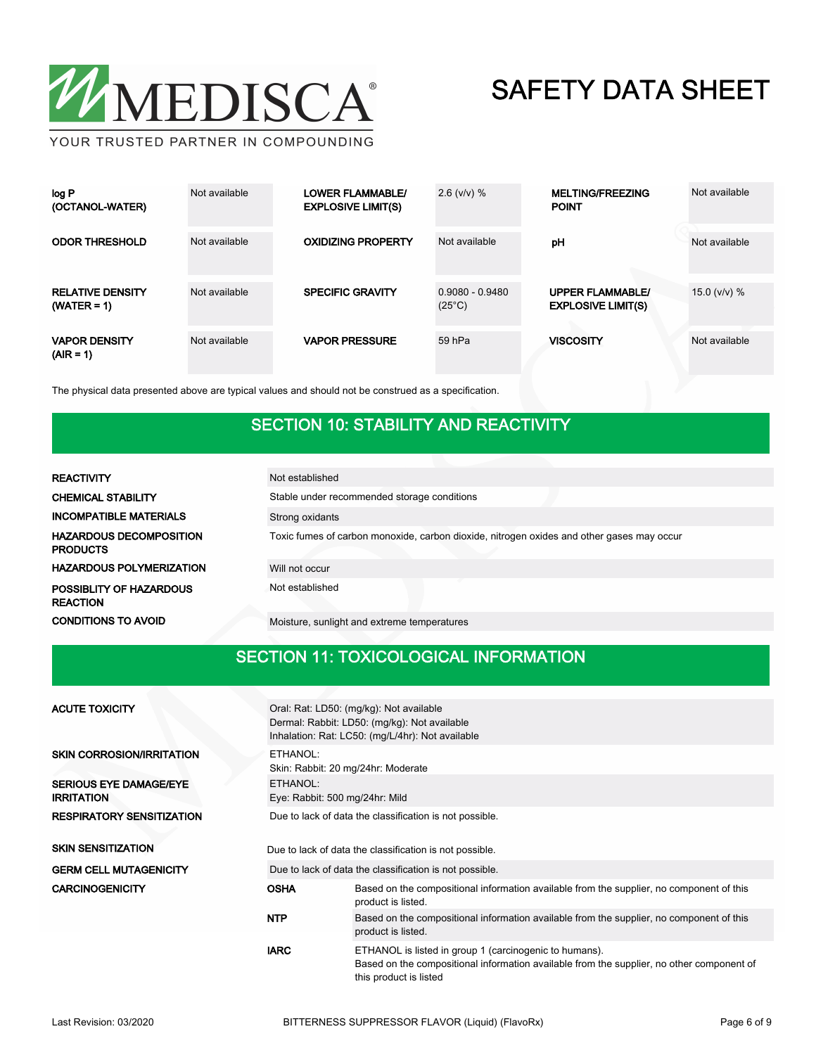| | | | | | |
|---|---|---|---|---|---|
| **log P (OCTANOL-WATER)** | Not available | **LOWER FLAMMABLE/ EXPLOSIVE LIMIT(S)** | 2.6 (v/v) % | **MELTING/FREEZING POINT** | Not available |
| **ODOR THRESHOLD** | Not available | **OXIDIZING PROPERTY** | Not available | **pH** | Not available |
| **RELATIVE DENSITY (WATER = 1)** | Not available | **SPECIFIC GRAVITY** | 0.9080 - 0.9480 (25°C) | **UPPER FLAMMABLE/ EXPLOSIVE LIMIT(S)** | 15.0 (v/v) % |
| **VAPOR DENSITY (AIR = 1)** | Not available | **VAPOR PRESSURE** | 59 hPa | **VISCOSITY** | Not available |

The physical data presented above are typical values and should not be construed as a specification.

## SECTION 10: STABILITY AND REACTIVITY

| | |
|---|---|
| **REACTIVITY** | Not established |
| **CHEMICAL STABILITY** | Stable under recommended storage conditions |
| **INCOMPATIBLE MATERIALS** | Strong oxidants |
| **HAZARDOUS DECOMPOSITION PRODUCTS** | Toxic fumes of carbon monoxide, carbon dioxide, nitrogen oxides and other gases may occur |
| **HAZARDOUS POLYMERIZATION** | Will not occur |
| **POSSIBLITY OF HAZARDOUS REACTION** | Not established |
| **CONDITIONS TO AVOID** | Moisture, sunlight and extreme temperatures |

## SECTION 11: TOXICOLOGICAL INFORMATION

| | | |
|---|---|---|
| **ACUTE TOXICITY** | Oral: Rat: LD50: (mg/kg): Not available<br>Dermal: Rabbit: LD50: (mg/kg): Not available<br>Inhalation: Rat: LC50: (mg/L/4hr): Not available | |
| **SKIN CORROSION/IRRITATION** | ETHANOL:<br>Skin: Rabbit: 20 mg/24hr: Moderate | |
| **SERIOUS EYE DAMAGE/EYE IRRITATION** | ETHANOL:<br>Eye: Rabbit: 500 mg/24hr: Mild | |
| **RESPIRATORY SENSITIZATION** | Due to lack of data the classification is not possible. | |
| **SKIN SENSITIZATION** | Due to lack of data the classification is not possible. | |
| **GERM CELL MUTAGENICITY** | Due to lack of data the classification is not possible. | |
| **CARCINOGENICITY** | **OSHA** | Based on the compositional information available from the supplier, no component of this product is listed. |
| | **NTP** | Based on the compositional information available from the supplier, no component of this product is listed. |
| | **IARC** | ETHANOL is listed in group 1 (carcinogenic to humans).<br>Based on the compositional information available from the supplier, no other component of this product is listed |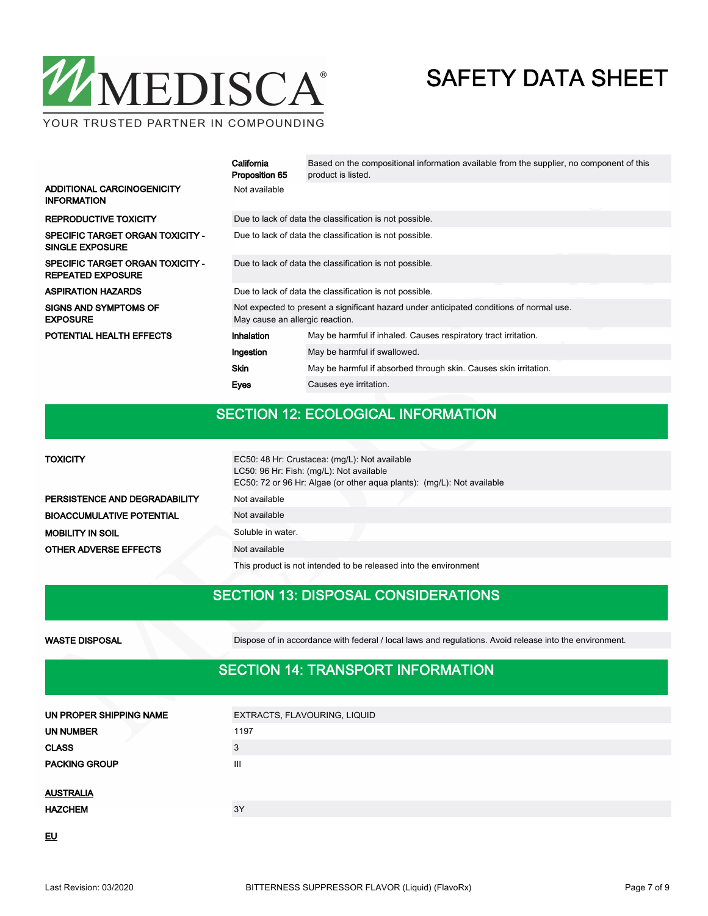| | | |
|---|---|---|
| | **California Proposition 65** | Based on the compositional information available from the supplier, no component of this product is listed. |
| **ADDITIONAL CARCINOGENICITY INFORMATION** | Not available | |
| **REPRODUCTIVE TOXICITY** | Due to lack of data the classification is not possible. | |
| **SPECIFIC TARGET ORGAN TOXICITY - SINGLE EXPOSURE** | Due to lack of data the classification is not possible. | |
| **SPECIFIC TARGET ORGAN TOXICITY - REPEATED EXPOSURE** | Due to lack of data the classification is not possible. | |
| **ASPIRATION HAZARDS** | Due to lack of data the classification is not possible. | |
| **SIGNS AND SYMPTOMS OF EXPOSURE** | Not expected to present a significant hazard under anticipated conditions of normal use. May cause an allergic reaction. | |
| **POTENTIAL HEALTH EFFECTS** | **Inhalation** | May be harmful if inhaled. Causes respiratory tract irritation. |
| | **Ingestion** | May be harmful if swallowed. |
| | **Skin** | May be harmful if absorbed through skin. Causes skin irritation. |
| | **Eyes** | Causes eye irritation. |

## SECTION 12: ECOLOGICAL INFORMATION

| | |
|---|---|
| **TOXICITY** | EC50: 48 Hr: Crustacea: (mg/L): Not available<br>LC50: 96 Hr: Fish: (mg/L): Not available<br>EC50: 72 or 96 Hr: Algae (or other aqua plants): (mg/L): Not available |
| **PERSISTENCE AND DEGRADABILITY** | Not available |
| **BIOACCUMULATIVE POTENTIAL** | Not available |
| **MOBILITY IN SOIL** | Soluble in water. |
| **OTHER ADVERSE EFFECTS** | Not available |
| | This product is not intended to be released into the environment |

## SECTION 13: DISPOSAL CONSIDERATIONS

| | |
|---|---|
| **WASTE DISPOSAL** | Dispose of in accordance with federal / local laws and regulations. Avoid release into the environment. |

## SECTION 14: TRANSPORT INFORMATION

| | |
|---|---|
| **UN PROPER SHIPPING NAME** | EXTRACTS, FLAVOURING, LIQUID |
| **UN NUMBER** | 1197 |
| **CLASS** | 3 |
| **PACKING GROUP** | III |

**AUSTRALIA**

| | |
|---|---|
| **HAZCHEM** | 3Y |

**EU**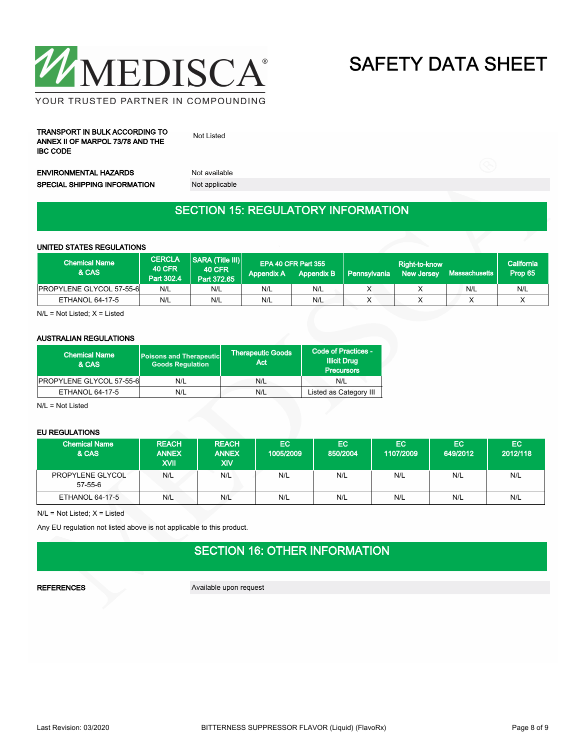**TRANSPORT IN BULK ACCORDING TO ANNEX II OF MARPOL 73/78 AND THE IBC CODE** Not Listed

**ENVIRONMENTAL HAZARDS** Not available

**SPECIAL SHIPPING INFORMATION** Not applicable

## SECTION 15: REGULATORY INFORMATION

**UNITED STATES REGULATIONS**

| Chemical Name & CAS | CERCLA 40 CFR Part 302.4 | SARA (Title III) 40 CFR Part 372.65 | EPA 40 CFR Part 355 Appendix A | EPA 40 CFR Part 355 Appendix B | Right-to-know Pennsylvania | Right-to-know New Jersey | Right-to-know Massachusetts | California Prop 65 |
|---|---|---|---|---|---|---|---|---|
| PROPYLENE GLYCOL 57-55-6 | N/L | N/L | N/L | N/L | X | X | N/L | N/L |
| ETHANOL 64-17-5 | N/L | N/L | N/L | N/L | X | X | X | X |

N/L = Not Listed; X = Listed

**AUSTRALIAN REGULATIONS**

| Chemical Name & CAS | Poisons and Therapeutic Goods Regulation | Therapeutic Goods Act | Code of Practices - Illicit Drug Precursors |
|---|---|---|---|
| PROPYLENE GLYCOL 57-55-6 | N/L | N/L | N/L |
| ETHANOL 64-17-5 | N/L | N/L | Listed as Category III |

N/L = Not Listed

**EU REGULATIONS**

| Chemical Name & CAS | REACH ANNEX XVII | REACH ANNEX XIV | EC 1005/2009 | EC 850/2004 | EC 1107/2009 | EC 649/2012 | EC 2012/118 |
|---|---|---|---|---|---|---|---|
| PROPYLENE GLYCOL 57-55-6 | N/L | N/L | N/L | N/L | N/L | N/L | N/L |
| ETHANOL 64-17-5 | N/L | N/L | N/L | N/L | N/L | N/L | N/L |

N/L = Not Listed; X = Listed

Any EU regulation not listed above is not applicable to this product.

## SECTION 16: OTHER INFORMATION

**REFERENCES** Available upon request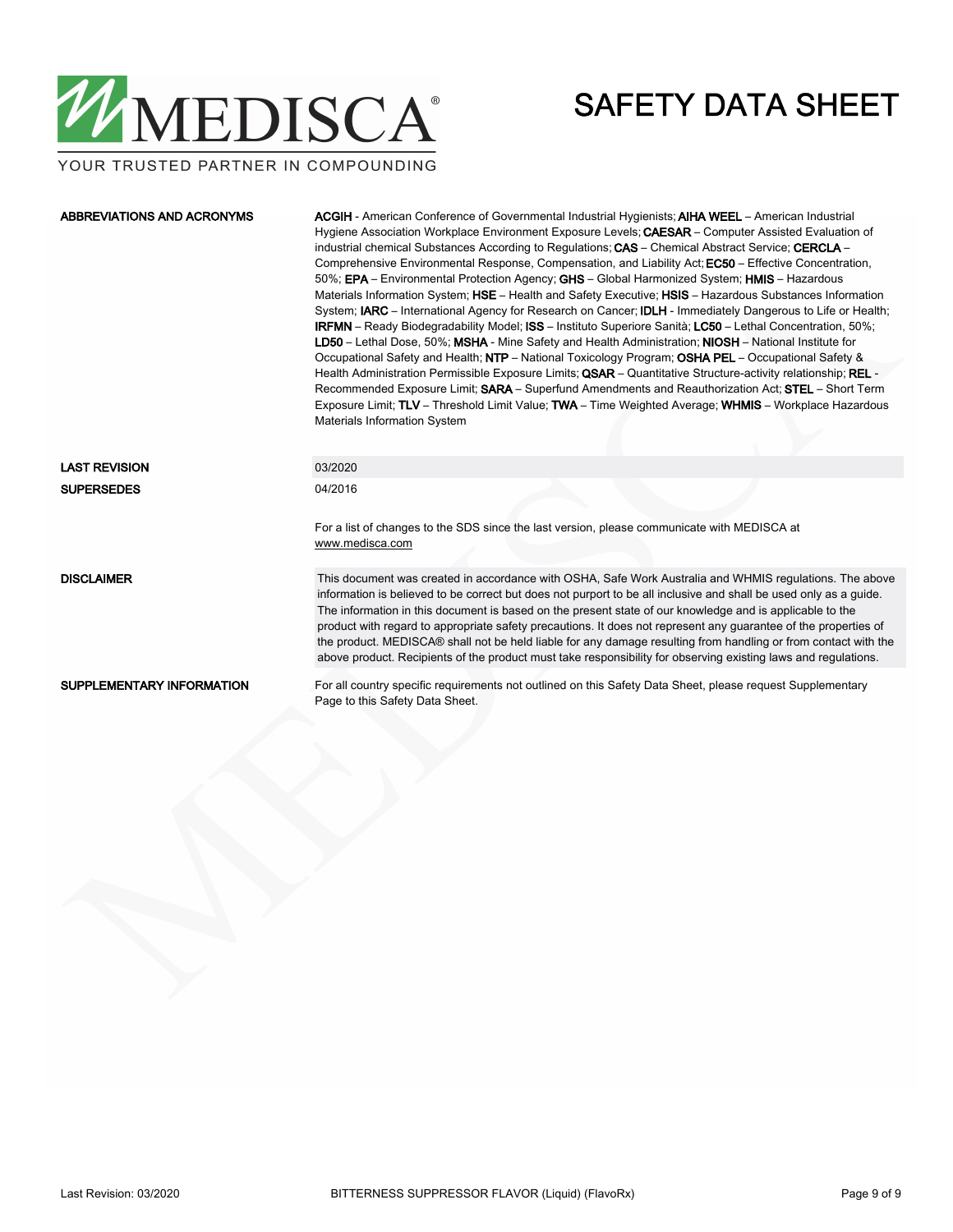| | |
|---|---|
| **ABBREVIATIONS AND ACRONYMS** | **ACGIH** - American Conference of Governmental Industrial Hygienists; **AIHA WEEL** – American Industrial Hygiene Association Workplace Environment Exposure Levels; **CAESAR** – Computer Assisted Evaluation of industrial chemical Substances According to Regulations; **CAS** – Chemical Abstract Service; **CERCLA** – Comprehensive Environmental Response, Compensation, and Liability Act; **EC50** – Effective Concentration, 50%; **EPA** – Environmental Protection Agency; **GHS** – Global Harmonized System; **HMIS** – Hazardous Materials Information System; **HSE** – Health and Safety Executive; **HSIS** – Hazardous Substances Information System; **IARC** – International Agency for Research on Cancer; **IDLH** - Immediately Dangerous to Life or Health; **IRFMN** – Ready Biodegradability Model; **ISS** – Instituto Superiore Sanità; **LC50** – Lethal Concentration, 50%; **LD50** – Lethal Dose, 50%; **MSHA** - Mine Safety and Health Administration; **NIOSH** – National Institute for Occupational Safety and Health; **NTP** – National Toxicology Program; **OSHA PEL** – Occupational Safety & Health Administration Permissible Exposure Limits; **QSAR** – Quantitative Structure-activity relationship; **REL** - Recommended Exposure Limit; **SARA** – Superfund Amendments and Reauthorization Act; **STEL** – Short Term Exposure Limit; **TLV** – Threshold Limit Value; **TWA** – Time Weighted Average; **WHMIS** – Workplace Hazardous Materials Information System |
| **LAST REVISION** | 03/2020 |
| **SUPERSEDES** | 04/2016 |
| | For a list of changes to the SDS since the last version, please communicate with MEDISCA at www.medisca.com |
| **DISCLAIMER** | This document was created in accordance with OSHA, Safe Work Australia and WHMIS regulations. The above information is believed to be correct but does not purport to be all inclusive and shall be used only as a guide. The information in this document is based on the present state of our knowledge and is applicable to the product with regard to appropriate safety precautions. It does not represent any guarantee of the properties of the product. MEDISCA® shall not be held liable for any damage resulting from handling or from contact with the above product. Recipients of the product must take responsibility for observing existing laws and regulations. |
| **SUPPLEMENTARY INFORMATION** | For all country specific requirements not outlined on this Safety Data Sheet, please request Supplementary Page to this Safety Data Sheet. |